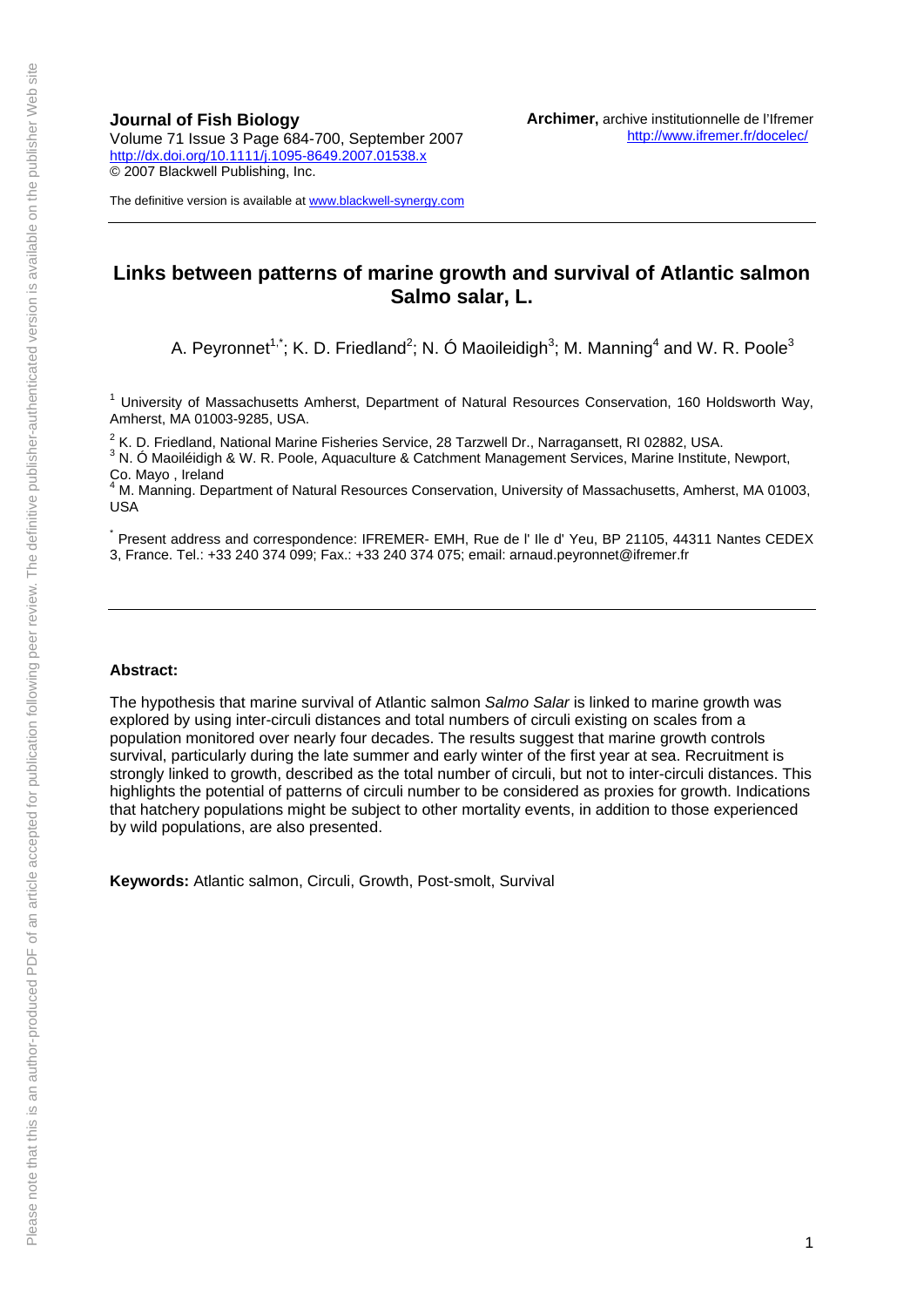**Journal of Fish Biology**
Volume 71 Issue 3 Page 684-700, September 2007
http://dx.doi.org/10.1111/j.1095-8649.2007.01538.x
© 2007 Blackwell Publishing, Inc.

The definitive version is available at www.blackwell-synergy.com

**Archimer,** archive institutionnelle de l'Ifremer
http://www.ifremer.fr/docelec/

# Links between patterns of marine growth and survival of Atlantic salmon Salmo salar, L.

A. Peyronnet[1,*]; K. D. Friedland[2]; N. Ó Maoileidigh[3]; M. Manning[4] and W. R. Poole[3]

[1] University of Massachusetts Amherst, Department of Natural Resources Conservation, 160 Holdsworth Way, Amherst, MA 01003-9285, USA.

[2] K. D. Friedland, National Marine Fisheries Service, 28 Tarzwell Dr., Narragansett, RI 02882, USA.

[3] N. Ó Maoiléidigh & W. R. Poole, Aquaculture & Catchment Management Services, Marine Institute, Newport, Co. Mayo , Ireland

[4] M. Manning. Department of Natural Resources Conservation, University of Massachusetts, Amherst, MA 01003, USA

[*] Present address and correspondence: IFREMER- EMH, Rue de l' Ile d' Yeu, BP 21105, 44311 Nantes CEDEX 3, France. Tel.: +33 240 374 099; Fax.: +33 240 374 075; email: arnaud.peyronnet@ifremer.fr

**Abstract:**

The hypothesis that marine survival of Atlantic salmon *Salmo Salar* is linked to marine growth was explored by using inter-circuli distances and total numbers of circuli existing on scales from a population monitored over nearly four decades. The results suggest that marine growth controls survival, particularly during the late summer and early winter of the first year at sea. Recruitment is strongly linked to growth, described as the total number of circuli, but not to inter-circuli distances. This highlights the potential of patterns of circuli number to be considered as proxies for growth. Indications that hatchery populations might be subject to other mortality events, in addition to those experienced by wild populations, are also presented.

**Keywords:** Atlantic salmon, Circuli, Growth, Post-smolt, Survival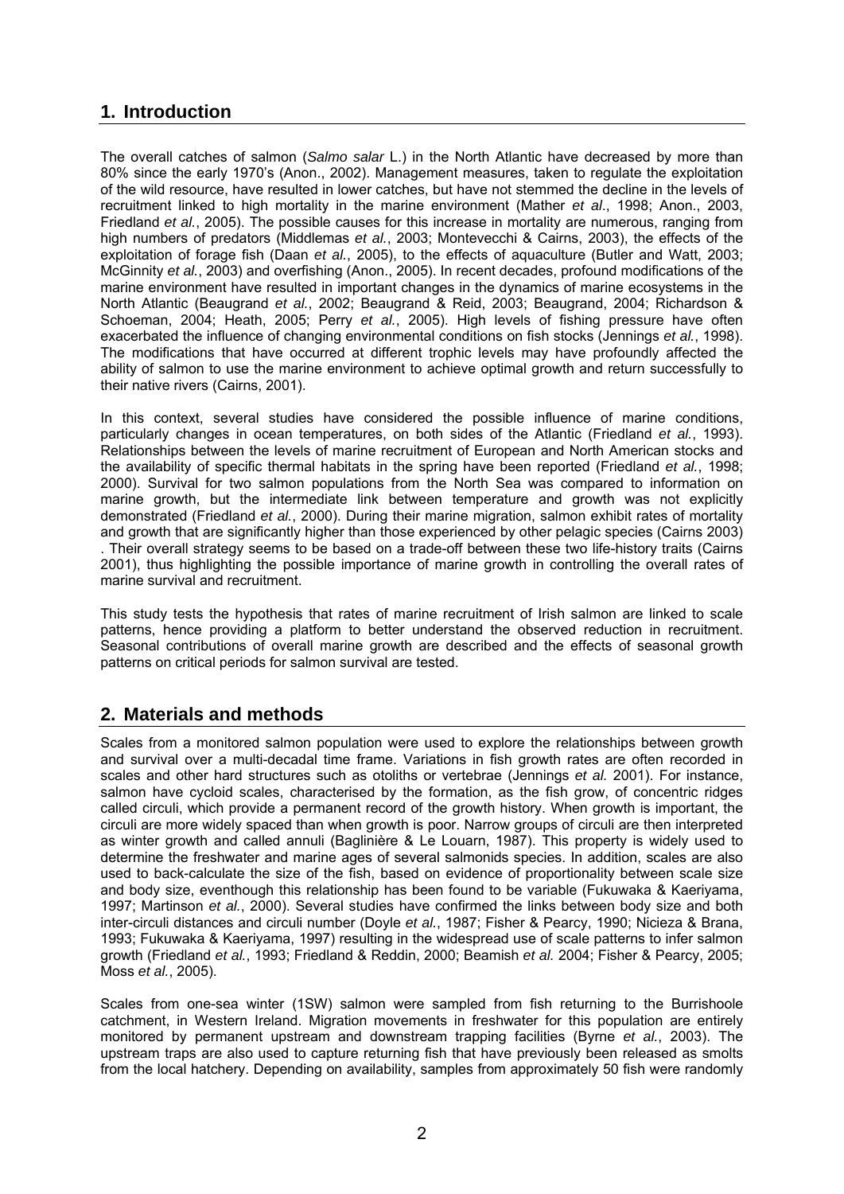## 1. Introduction

The overall catches of salmon (*Salmo salar* L.) in the North Atlantic have decreased by more than 80% since the early 1970's (Anon., 2002). Management measures, taken to regulate the exploitation of the wild resource, have resulted in lower catches, but have not stemmed the decline in the levels of recruitment linked to high mortality in the marine environment (Mather *et al*., 1998; Anon., 2003, Friedland *et al.*, 2005). The possible causes for this increase in mortality are numerous, ranging from high numbers of predators (Middlemas *et al.*, 2003; Montevecchi & Cairns, 2003), the effects of the exploitation of forage fish (Daan *et al.*, 2005), to the effects of aquaculture (Butler and Watt, 2003; McGinnity *et al.*, 2003) and overfishing (Anon., 2005). In recent decades, profound modifications of the marine environment have resulted in important changes in the dynamics of marine ecosystems in the North Atlantic (Beaugrand *et al.*, 2002; Beaugrand & Reid, 2003; Beaugrand, 2004; Richardson & Schoeman, 2004; Heath, 2005; Perry *et al.*, 2005). High levels of fishing pressure have often exacerbated the influence of changing environmental conditions on fish stocks (Jennings *et al.*, 1998). The modifications that have occurred at different trophic levels may have profoundly affected the ability of salmon to use the marine environment to achieve optimal growth and return successfully to their native rivers (Cairns, 2001).

In this context, several studies have considered the possible influence of marine conditions, particularly changes in ocean temperatures, on both sides of the Atlantic (Friedland *et al.*, 1993). Relationships between the levels of marine recruitment of European and North American stocks and the availability of specific thermal habitats in the spring have been reported (Friedland *et al.*, 1998; 2000). Survival for two salmon populations from the North Sea was compared to information on marine growth, but the intermediate link between temperature and growth was not explicitly demonstrated (Friedland *et al.*, 2000). During their marine migration, salmon exhibit rates of mortality and growth that are significantly higher than those experienced by other pelagic species (Cairns 2003) . Their overall strategy seems to be based on a trade-off between these two life-history traits (Cairns 2001), thus highlighting the possible importance of marine growth in controlling the overall rates of marine survival and recruitment.

This study tests the hypothesis that rates of marine recruitment of Irish salmon are linked to scale patterns, hence providing a platform to better understand the observed reduction in recruitment. Seasonal contributions of overall marine growth are described and the effects of seasonal growth patterns on critical periods for salmon survival are tested.

## 2. Materials and methods

Scales from a monitored salmon population were used to explore the relationships between growth and survival over a multi-decadal time frame. Variations in fish growth rates are often recorded in scales and other hard structures such as otoliths or vertebrae (Jennings *et al.* 2001). For instance, salmon have cycloid scales, characterised by the formation, as the fish grow, of concentric ridges called circuli, which provide a permanent record of the growth history. When growth is important, the circuli are more widely spaced than when growth is poor. Narrow groups of circuli are then interpreted as winter growth and called annuli (Baglinière & Le Louarn, 1987). This property is widely used to determine the freshwater and marine ages of several salmonids species. In addition, scales are also used to back-calculate the size of the fish, based on evidence of proportionality between scale size and body size, eventhough this relationship has been found to be variable (Fukuwaka & Kaeriyama, 1997; Martinson *et al.*, 2000). Several studies have confirmed the links between body size and both inter-circuli distances and circuli number (Doyle *et al.*, 1987; Fisher & Pearcy, 1990; Nicieza & Brana, 1993; Fukuwaka & Kaeriyama, 1997) resulting in the widespread use of scale patterns to infer salmon growth (Friedland *et al.*, 1993; Friedland & Reddin, 2000; Beamish *et al.* 2004; Fisher & Pearcy, 2005; Moss *et al.*, 2005).

Scales from one-sea winter (1SW) salmon were sampled from fish returning to the Burrishoole catchment, in Western Ireland. Migration movements in freshwater for this population are entirely monitored by permanent upstream and downstream trapping facilities (Byrne *et al.*, 2003). The upstream traps are also used to capture returning fish that have previously been released as smolts from the local hatchery. Depending on availability, samples from approximately 50 fish were randomly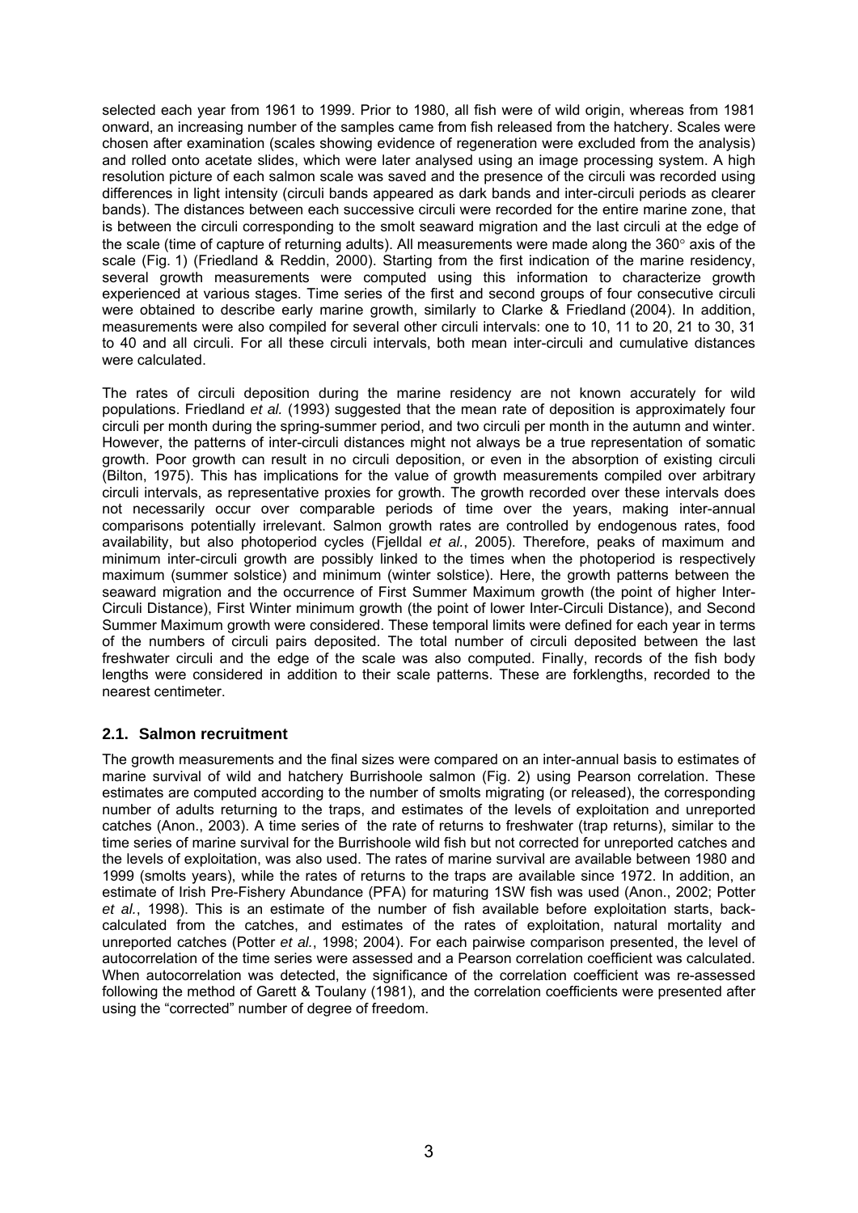selected each year from 1961 to 1999. Prior to 1980, all fish were of wild origin, whereas from 1981 onward, an increasing number of the samples came from fish released from the hatchery. Scales were chosen after examination (scales showing evidence of regeneration were excluded from the analysis) and rolled onto acetate slides, which were later analysed using an image processing system. A high resolution picture of each salmon scale was saved and the presence of the circuli was recorded using differences in light intensity (circuli bands appeared as dark bands and inter-circuli periods as clearer bands). The distances between each successive circuli were recorded for the entire marine zone, that is between the circuli corresponding to the smolt seaward migration and the last circuli at the edge of the scale (time of capture of returning adults). All measurements were made along the 360° axis of the scale (Fig. 1) (Friedland & Reddin, 2000). Starting from the first indication of the marine residency, several growth measurements were computed using this information to characterize growth experienced at various stages. Time series of the first and second groups of four consecutive circuli were obtained to describe early marine growth, similarly to Clarke & Friedland (2004). In addition, measurements were also compiled for several other circuli intervals: one to 10, 11 to 20, 21 to 30, 31 to 40 and all circuli. For all these circuli intervals, both mean inter-circuli and cumulative distances were calculated.

The rates of circuli deposition during the marine residency are not known accurately for wild populations. Friedland *et al.* (1993) suggested that the mean rate of deposition is approximately four circuli per month during the spring-summer period, and two circuli per month in the autumn and winter. However, the patterns of inter-circuli distances might not always be a true representation of somatic growth. Poor growth can result in no circuli deposition, or even in the absorption of existing circuli (Bilton, 1975). This has implications for the value of growth measurements compiled over arbitrary circuli intervals, as representative proxies for growth. The growth recorded over these intervals does not necessarily occur over comparable periods of time over the years, making inter-annual comparisons potentially irrelevant. Salmon growth rates are controlled by endogenous rates, food availability, but also photoperiod cycles (Fjelldal *et al.*, 2005). Therefore, peaks of maximum and minimum inter-circuli growth are possibly linked to the times when the photoperiod is respectively maximum (summer solstice) and minimum (winter solstice). Here, the growth patterns between the seaward migration and the occurrence of First Summer Maximum growth (the point of higher Inter-Circuli Distance), First Winter minimum growth (the point of lower Inter-Circuli Distance), and Second Summer Maximum growth were considered. These temporal limits were defined for each year in terms of the numbers of circuli pairs deposited. The total number of circuli deposited between the last freshwater circuli and the edge of the scale was also computed. Finally, records of the fish body lengths were considered in addition to their scale patterns. These are forklengths, recorded to the nearest centimeter.

## 2.1. Salmon recruitment

The growth measurements and the final sizes were compared on an inter-annual basis to estimates of marine survival of wild and hatchery Burrishoole salmon (Fig. 2) using Pearson correlation. These estimates are computed according to the number of smolts migrating (or released), the corresponding number of adults returning to the traps, and estimates of the levels of exploitation and unreported catches (Anon., 2003). A time series of the rate of returns to freshwater (trap returns), similar to the time series of marine survival for the Burrishoole wild fish but not corrected for unreported catches and the levels of exploitation, was also used. The rates of marine survival are available between 1980 and 1999 (smolts years), while the rates of returns to the traps are available since 1972. In addition, an estimate of Irish Pre-Fishery Abundance (PFA) for maturing 1SW fish was used (Anon., 2002; Potter *et al.*, 1998). This is an estimate of the number of fish available before exploitation starts, back-calculated from the catches, and estimates of the rates of exploitation, natural mortality and unreported catches (Potter *et al.*, 1998; 2004). For each pairwise comparison presented, the level of autocorrelation of the time series were assessed and a Pearson correlation coefficient was calculated. When autocorrelation was detected, the significance of the correlation coefficient was re-assessed following the method of Garett & Toulany (1981), and the correlation coefficients were presented after using the "corrected" number of degree of freedom.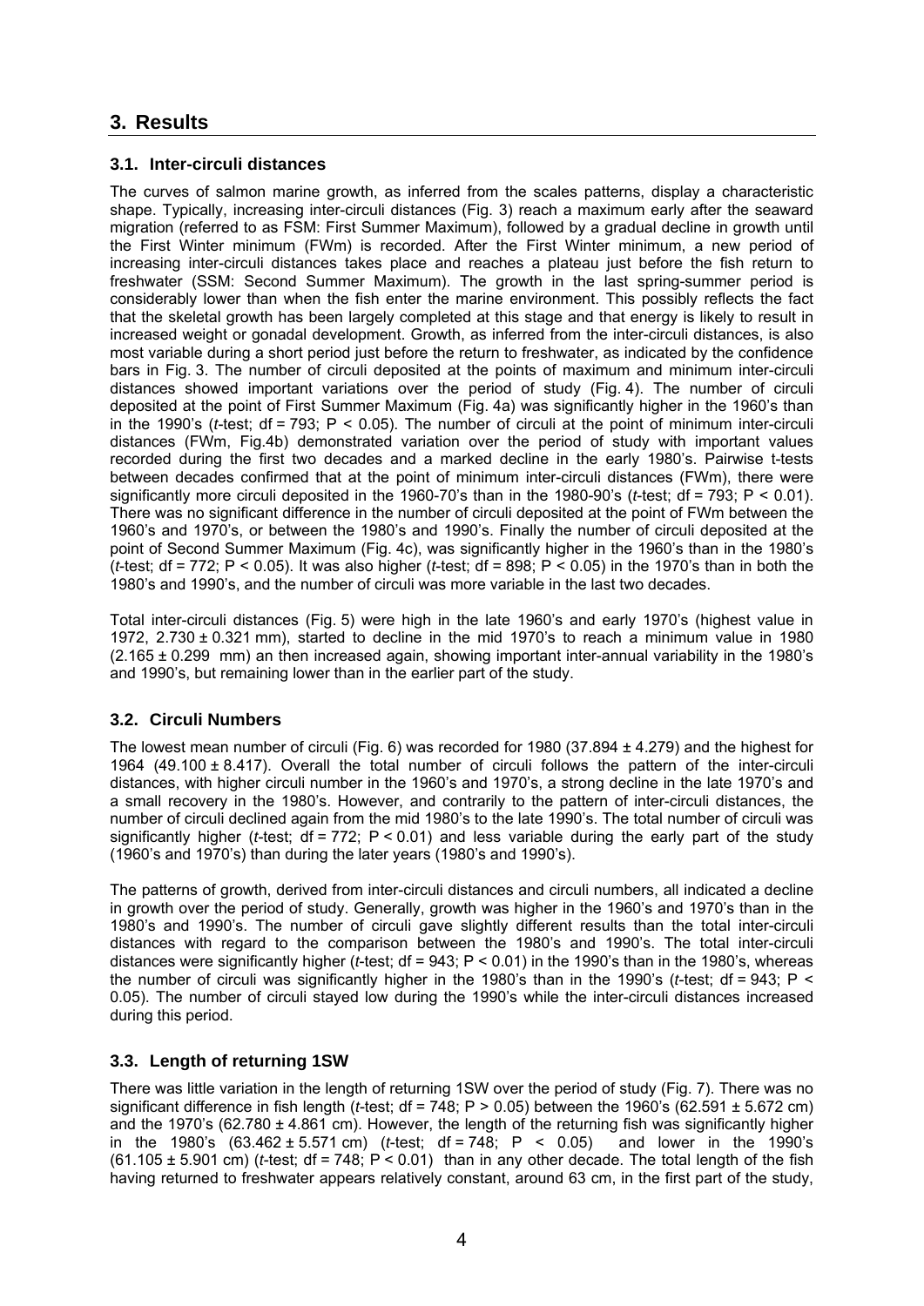## 3. Results

### 3.1. Inter-circuli distances

The curves of salmon marine growth, as inferred from the scales patterns, display a characteristic shape. Typically, increasing inter-circuli distances (Fig. 3) reach a maximum early after the seaward migration (referred to as FSM: First Summer Maximum), followed by a gradual decline in growth until the First Winter minimum (FWm) is recorded. After the First Winter minimum, a new period of increasing inter-circuli distances takes place and reaches a plateau just before the fish return to freshwater (SSM: Second Summer Maximum). The growth in the last spring-summer period is considerably lower than when the fish enter the marine environment. This possibly reflects the fact that the skeletal growth has been largely completed at this stage and that energy is likely to result in increased weight or gonadal development. Growth, as inferred from the inter-circuli distances, is also most variable during a short period just before the return to freshwater, as indicated by the confidence bars in Fig. 3. The number of circuli deposited at the points of maximum and minimum inter-circuli distances showed important variations over the period of study (Fig. 4). The number of circuli deposited at the point of First Summer Maximum (Fig. 4a) was significantly higher in the 1960's than in the 1990's (*t*-test; df = 793; $P < 0.05$). The number of circuli at the point of minimum inter-circuli distances (FWm, Fig.4b) demonstrated variation over the period of study with important values recorded during the first two decades and a marked decline in the early 1980's. Pairwise t-tests between decades confirmed that at the point of minimum inter-circuli distances (FWm), there were significantly more circuli deposited in the 1960-70's than in the 1980-90's (*t*-test; df = 793; $P < 0.01$). There was no significant difference in the number of circuli deposited at the point of FWm between the 1960's and 1970's, or between the 1980's and 1990's. Finally the number of circuli deposited at the point of Second Summer Maximum (Fig. 4c), was significantly higher in the 1960's than in the 1980's (*t*-test; df = 772; $P < 0.05$). It was also higher (*t*-test; df = 898; $P < 0.05$) in the 1970's than in both the 1980's and 1990's, and the number of circuli was more variable in the last two decades.

Total inter-circuli distances (Fig. 5) were high in the late 1960's and early 1970's (highest value in 1972, 2.730 ± 0.321 mm), started to decline in the mid 1970's to reach a minimum value in 1980 (2.165 ± 0.299 mm) an then increased again, showing important inter-annual variability in the 1980's and 1990's, but remaining lower than in the earlier part of the study.

### 3.2. Circuli Numbers

The lowest mean number of circuli (Fig. 6) was recorded for 1980 (37.894 ± 4.279) and the highest for 1964 (49.100 ± 8.417). Overall the total number of circuli follows the pattern of the inter-circuli distances, with higher circuli number in the 1960's and 1970's, a strong decline in the late 1970's and a small recovery in the 1980's. However, and contrarily to the pattern of inter-circuli distances, the number of circuli declined again from the mid 1980's to the late 1990's. The total number of circuli was significantly higher (*t*-test; df = 772; $P < 0.01$) and less variable during the early part of the study (1960's and 1970's) than during the later years (1980's and 1990's).

The patterns of growth, derived from inter-circuli distances and circuli numbers, all indicated a decline in growth over the period of study. Generally, growth was higher in the 1960's and 1970's than in the 1980's and 1990's. The number of circuli gave slightly different results than the total inter-circuli distances with regard to the comparison between the 1980's and 1990's. The total inter-circuli distances were significantly higher (*t*-test; df = 943; $P < 0.01$) in the 1990's than in the 1980's, whereas the number of circuli was significantly higher in the 1980's than in the 1990's (*t*-test; df = 943; $P < 0.05$). The number of circuli stayed low during the 1990's while the inter-circuli distances increased during this period.

### 3.3. Length of returning 1SW

There was little variation in the length of returning 1SW over the period of study (Fig. 7). There was no significant difference in fish length (*t*-test; df = 748; $P > 0.05$) between the 1960's (62.591 ± 5.672 cm) and the 1970's (62.780 ± 4.861 cm). However, the length of the returning fish was significantly higher in the 1980's (63.462 ± 5.571 cm) (*t*-test; df = 748; $P < 0.05$) and lower in the 1990's (61.105 ± 5.901 cm) (*t*-test; df = 748; $P < 0.01$) than in any other decade. The total length of the fish having returned to freshwater appears relatively constant, around 63 cm, in the first part of the study,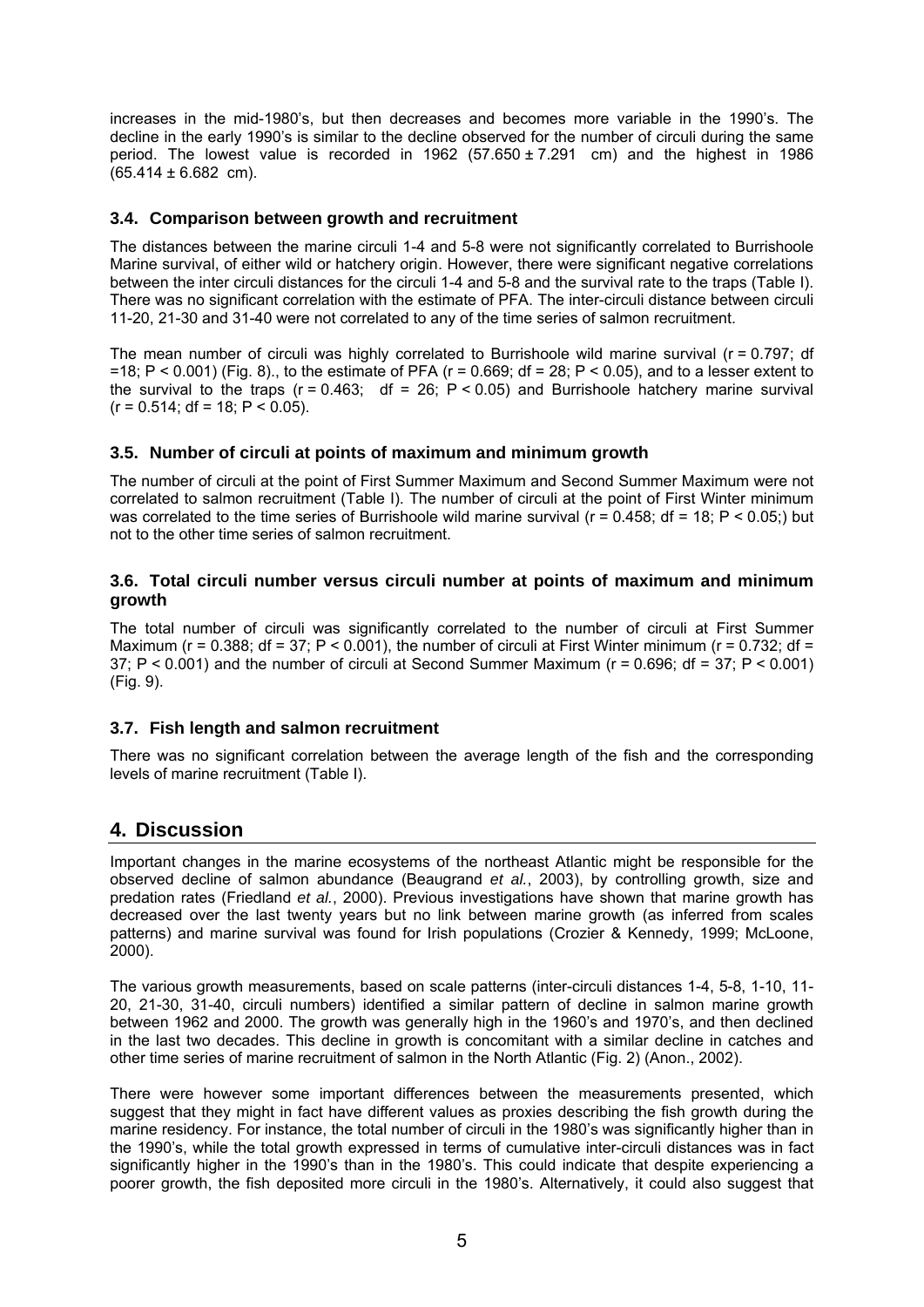increases in the mid-1980's, but then decreases and becomes more variable in the 1990's. The decline in the early 1990's is similar to the decline observed for the number of circuli during the same period. The lowest value is recorded in 1962 ($57.650 \pm 7.291$ cm) and the highest in 1986 ($65.414 \pm 6.682$ cm).

### 3.4. Comparison between growth and recruitment

The distances between the marine circuli 1-4 and 5-8 were not significantly correlated to Burrishoole Marine survival, of either wild or hatchery origin. However, there were significant negative correlations between the inter circuli distances for the circuli 1-4 and 5-8 and the survival rate to the traps (Table I). There was no significant correlation with the estimate of PFA. The inter-circuli distance between circuli 11-20, 21-30 and 31-40 were not correlated to any of the time series of salmon recruitment.

The mean number of circuli was highly correlated to Burrishoole wild marine survival ($r = 0.797$; df $=18$; $P < 0.001$) (Fig. 8)., to the estimate of PFA ($r = 0.669$; df = 28; $P < 0.05$), and to a lesser extent to the survival to the traps ($r = 0.463$; df = 26; $P < 0.05$) and Burrishoole hatchery marine survival ($r = 0.514$; df = 18; $P < 0.05$).

### 3.5. Number of circuli at points of maximum and minimum growth

The number of circuli at the point of First Summer Maximum and Second Summer Maximum were not correlated to salmon recruitment (Table I). The number of circuli at the point of First Winter minimum was correlated to the time series of Burrishoole wild marine survival ($r = 0.458$; df = 18; $P < 0.05$;) but not to the other time series of salmon recruitment.

### 3.6. Total circuli number versus circuli number at points of maximum and minimum growth

The total number of circuli was significantly correlated to the number of circuli at First Summer Maximum ($r = 0.388$; df = 37; $P < 0.001$), the number of circuli at First Winter minimum ($r = 0.732$; df = 37; $P < 0.001$) and the number of circuli at Second Summer Maximum ($r = 0.696$; df = 37; $P < 0.001$) (Fig. 9).

### 3.7. Fish length and salmon recruitment

There was no significant correlation between the average length of the fish and the corresponding levels of marine recruitment (Table I).

## 4. Discussion

Important changes in the marine ecosystems of the northeast Atlantic might be responsible for the observed decline of salmon abundance (Beaugrand *et al.*, 2003), by controlling growth, size and predation rates (Friedland *et al.*, 2000). Previous investigations have shown that marine growth has decreased over the last twenty years but no link between marine growth (as inferred from scales patterns) and marine survival was found for Irish populations (Crozier & Kennedy, 1999; McLoone, 2000).

The various growth measurements, based on scale patterns (inter-circuli distances 1-4, 5-8, 1-10, 11-20, 21-30, 31-40, circuli numbers) identified a similar pattern of decline in salmon marine growth between 1962 and 2000. The growth was generally high in the 1960's and 1970's, and then declined in the last two decades. This decline in growth is concomitant with a similar decline in catches and other time series of marine recruitment of salmon in the North Atlantic (Fig. 2) (Anon., 2002).

There were however some important differences between the measurements presented, which suggest that they might in fact have different values as proxies describing the fish growth during the marine residency. For instance, the total number of circuli in the 1980's was significantly higher than in the 1990's, while the total growth expressed in terms of cumulative inter-circuli distances was in fact significantly higher in the 1990's than in the 1980's. This could indicate that despite experiencing a poorer growth, the fish deposited more circuli in the 1980's. Alternatively, it could also suggest that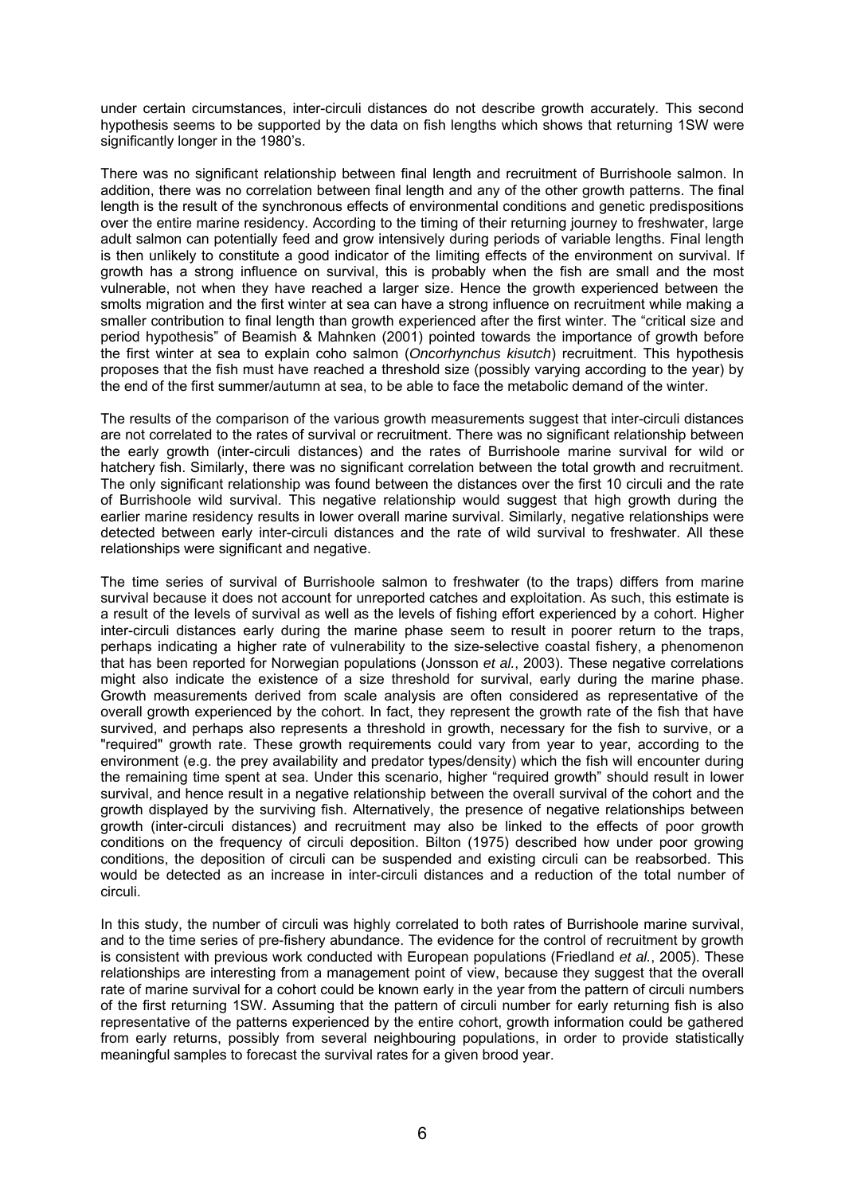under certain circumstances, inter-circuli distances do not describe growth accurately. This second hypothesis seems to be supported by the data on fish lengths which shows that returning 1SW were significantly longer in the 1980's.

There was no significant relationship between final length and recruitment of Burrishoole salmon. In addition, there was no correlation between final length and any of the other growth patterns. The final length is the result of the synchronous effects of environmental conditions and genetic predispositions over the entire marine residency. According to the timing of their returning journey to freshwater, large adult salmon can potentially feed and grow intensively during periods of variable lengths. Final length is then unlikely to constitute a good indicator of the limiting effects of the environment on survival. If growth has a strong influence on survival, this is probably when the fish are small and the most vulnerable, not when they have reached a larger size. Hence the growth experienced between the smolts migration and the first winter at sea can have a strong influence on recruitment while making a smaller contribution to final length than growth experienced after the first winter. The "critical size and period hypothesis" of Beamish & Mahnken (2001) pointed towards the importance of growth before the first winter at sea to explain coho salmon (*Oncorhynchus kisutch*) recruitment. This hypothesis proposes that the fish must have reached a threshold size (possibly varying according to the year) by the end of the first summer/autumn at sea, to be able to face the metabolic demand of the winter.

The results of the comparison of the various growth measurements suggest that inter-circuli distances are not correlated to the rates of survival or recruitment. There was no significant relationship between the early growth (inter-circuli distances) and the rates of Burrishoole marine survival for wild or hatchery fish. Similarly, there was no significant correlation between the total growth and recruitment. The only significant relationship was found between the distances over the first 10 circuli and the rate of Burrishoole wild survival. This negative relationship would suggest that high growth during the earlier marine residency results in lower overall marine survival. Similarly, negative relationships were detected between early inter-circuli distances and the rate of wild survival to freshwater. All these relationships were significant and negative.

The time series of survival of Burrishoole salmon to freshwater (to the traps) differs from marine survival because it does not account for unreported catches and exploitation. As such, this estimate is a result of the levels of survival as well as the levels of fishing effort experienced by a cohort. Higher inter-circuli distances early during the marine phase seem to result in poorer return to the traps, perhaps indicating a higher rate of vulnerability to the size-selective coastal fishery, a phenomenon that has been reported for Norwegian populations (Jonsson *et al.*, 2003). These negative correlations might also indicate the existence of a size threshold for survival, early during the marine phase. Growth measurements derived from scale analysis are often considered as representative of the overall growth experienced by the cohort. In fact, they represent the growth rate of the fish that have survived, and perhaps also represents a threshold in growth, necessary for the fish to survive, or a "required" growth rate. These growth requirements could vary from year to year, according to the environment (e.g. the prey availability and predator types/density) which the fish will encounter during the remaining time spent at sea. Under this scenario, higher "required growth" should result in lower survival, and hence result in a negative relationship between the overall survival of the cohort and the growth displayed by the surviving fish. Alternatively, the presence of negative relationships between growth (inter-circuli distances) and recruitment may also be linked to the effects of poor growth conditions on the frequency of circuli deposition. Bilton (1975) described how under poor growing conditions, the deposition of circuli can be suspended and existing circuli can be reabsorbed. This would be detected as an increase in inter-circuli distances and a reduction of the total number of circuli.

In this study, the number of circuli was highly correlated to both rates of Burrishoole marine survival, and to the time series of pre-fishery abundance. The evidence for the control of recruitment by growth is consistent with previous work conducted with European populations (Friedland *et al.*, 2005). These relationships are interesting from a management point of view, because they suggest that the overall rate of marine survival for a cohort could be known early in the year from the pattern of circuli numbers of the first returning 1SW. Assuming that the pattern of circuli number for early returning fish is also representative of the patterns experienced by the entire cohort, growth information could be gathered from early returns, possibly from several neighbouring populations, in order to provide statistically meaningful samples to forecast the survival rates for a given brood year.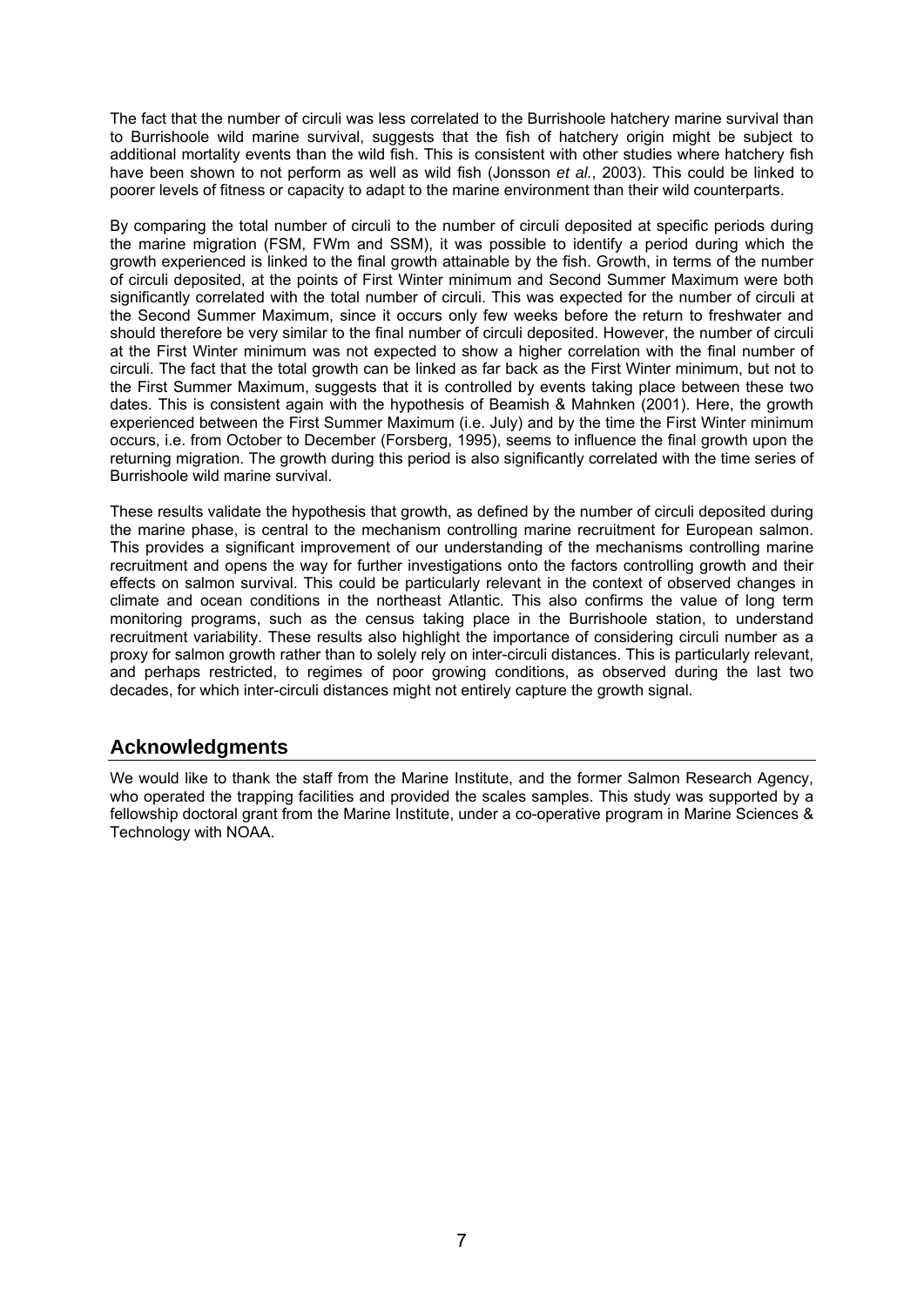The fact that the number of circuli was less correlated to the Burrishoole hatchery marine survival than to Burrishoole wild marine survival, suggests that the fish of hatchery origin might be subject to additional mortality events than the wild fish. This is consistent with other studies where hatchery fish have been shown to not perform as well as wild fish (Jonsson *et al.*, 2003). This could be linked to poorer levels of fitness or capacity to adapt to the marine environment than their wild counterparts.

By comparing the total number of circuli to the number of circuli deposited at specific periods during the marine migration (FSM, FWm and SSM), it was possible to identify a period during which the growth experienced is linked to the final growth attainable by the fish. Growth, in terms of the number of circuli deposited, at the points of First Winter minimum and Second Summer Maximum were both significantly correlated with the total number of circuli. This was expected for the number of circuli at the Second Summer Maximum, since it occurs only few weeks before the return to freshwater and should therefore be very similar to the final number of circuli deposited. However, the number of circuli at the First Winter minimum was not expected to show a higher correlation with the final number of circuli. The fact that the total growth can be linked as far back as the First Winter minimum, but not to the First Summer Maximum, suggests that it is controlled by events taking place between these two dates. This is consistent again with the hypothesis of Beamish & Mahnken (2001). Here, the growth experienced between the First Summer Maximum (i.e. July) and by the time the First Winter minimum occurs, i.e. from October to December (Forsberg, 1995), seems to influence the final growth upon the returning migration. The growth during this period is also significantly correlated with the time series of Burrishoole wild marine survival.

These results validate the hypothesis that growth, as defined by the number of circuli deposited during the marine phase, is central to the mechanism controlling marine recruitment for European salmon. This provides a significant improvement of our understanding of the mechanisms controlling marine recruitment and opens the way for further investigations onto the factors controlling growth and their effects on salmon survival. This could be particularly relevant in the context of observed changes in climate and ocean conditions in the northeast Atlantic. This also confirms the value of long term monitoring programs, such as the census taking place in the Burrishoole station, to understand recruitment variability. These results also highlight the importance of considering circuli number as a proxy for salmon growth rather than to solely rely on inter-circuli distances. This is particularly relevant, and perhaps restricted, to regimes of poor growing conditions, as observed during the last two decades, for which inter-circuli distances might not entirely capture the growth signal.

## Acknowledgments

We would like to thank the staff from the Marine Institute, and the former Salmon Research Agency, who operated the trapping facilities and provided the scales samples. This study was supported by a fellowship doctoral grant from the Marine Institute, under a co-operative program in Marine Sciences & Technology with NOAA.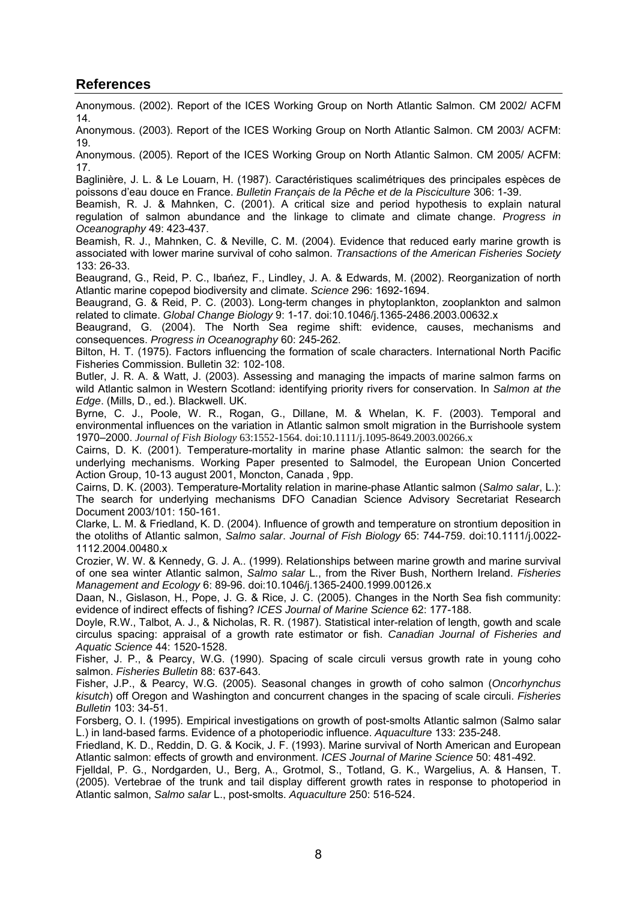## References

Anonymous. (2002). Report of the ICES Working Group on North Atlantic Salmon. CM 2002/ ACFM 14.

Anonymous. (2003). Report of the ICES Working Group on North Atlantic Salmon. CM 2003/ ACFM: 19.

Anonymous. (2005). Report of the ICES Working Group on North Atlantic Salmon. CM 2005/ ACFM: 17.

Baglinière, J. L. & Le Louarn, H. (1987). Caractéristiques scalimétriques des principales espèces de poissons d'eau douce en France. *Bulletin Français de la Pêche et de la Pisciculture* 306: 1-39.

Beamish, R. J. & Mahnken, C. (2001). A critical size and period hypothesis to explain natural regulation of salmon abundance and the linkage to climate and climate change. *Progress in Oceanography* 49: 423-437.

Beamish, R. J., Mahnken, C. & Neville, C. M. (2004). Evidence that reduced early marine growth is associated with lower marine survival of coho salmon. *Transactions of the American Fisheries Society* 133: 26-33.

Beaugrand, G., Reid, P. C., Ibańez, F., Lindley, J. A. & Edwards, M. (2002). Reorganization of north Atlantic marine copepod biodiversity and climate. *Science* 296: 1692-1694.

Beaugrand, G. & Reid, P. C. (2003). Long-term changes in phytoplankton, zooplankton and salmon related to climate. *Global Change Biology* 9: 1-17. doi:10.1046/j.1365-2486.2003.00632.x

Beaugrand, G. (2004). The North Sea regime shift: evidence, causes, mechanisms and consequences. *Progress in Oceanography* 60: 245-262.

Bilton, H. T. (1975). Factors influencing the formation of scale characters. International North Pacific Fisheries Commission. Bulletin 32: 102-108.

Butler, J. R. A. & Watt, J. (2003). Assessing and managing the impacts of marine salmon farms on wild Atlantic salmon in Western Scotland: identifying priority rivers for conservation. In *Salmon at the Edge*. (Mills, D., ed.). Blackwell. UK.

Byrne, C. J., Poole, W. R., Rogan, G., Dillane, M. & Whelan, K. F. (2003). Temporal and environmental influences on the variation in Atlantic salmon smolt migration in the Burrishoole system 1970–2000. *Journal of Fish Biology* 63:1552-1564. doi:10.1111/j.1095-8649.2003.00266.x

Cairns, D. K. (2001). Temperature-mortality in marine phase Atlantic salmon: the search for the underlying mechanisms. Working Paper presented to Salmodel, the European Union Concerted Action Group, 10-13 august 2001, Moncton, Canada , 9pp.

Cairns, D. K. (2003). Temperature-Mortality relation in marine-phase Atlantic salmon (*Salmo salar*, L.): The search for underlying mechanisms DFO Canadian Science Advisory Secretariat Research Document 2003/101: 150-161.

Clarke, L. M. & Friedland, K. D. (2004). Influence of growth and temperature on strontium deposition in the otoliths of Atlantic salmon, *Salmo salar*. *Journal of Fish Biology* 65: 744-759. doi:10.1111/j.0022-1112.2004.00480.x

Crozier, W. W. & Kennedy, G. J. A.. (1999). Relationships between marine growth and marine survival of one sea winter Atlantic salmon, *Salmo salar* L., from the River Bush, Northern Ireland. *Fisheries Management and Ecology* 6: 89-96. doi:10.1046/j.1365-2400.1999.00126.x

Daan, N., Gislason, H., Pope, J. G. & Rice, J. C. (2005). Changes in the North Sea fish community: evidence of indirect effects of fishing? *ICES Journal of Marine Science* 62: 177-188.

Doyle, R.W., Talbot, A. J., & Nicholas, R. R. (1987). Statistical inter-relation of length, gowth and scale circulus spacing: appraisal of a growth rate estimator or fish. *Canadian Journal of Fisheries and Aquatic Science* 44: 1520-1528.

Fisher, J. P., & Pearcy, W.G. (1990). Spacing of scale circuli versus growth rate in young coho salmon. *Fisheries Bulletin* 88: 637-643.

Fisher, J.P., & Pearcy, W.G. (2005). Seasonal changes in growth of coho salmon (*Oncorhynchus kisutch*) off Oregon and Washington and concurrent changes in the spacing of scale circuli. *Fisheries Bulletin* 103: 34-51.

Forsberg, O. I. (1995). Empirical investigations on growth of post-smolts Atlantic salmon (Salmo salar L.) in land-based farms. Evidence of a photoperiodic influence. *Aquaculture* 133: 235-248.

Friedland, K. D., Reddin, D. G. & Kocik, J. F. (1993). Marine survival of North American and European Atlantic salmon: effects of growth and environment. *ICES Journal of Marine Science* 50: 481-492.

Fjelldal, P. G., Nordgarden, U., Berg, A., Grotmol, S., Totland, G. K., Wargelius, A. & Hansen, T. (2005). Vertebrae of the trunk and tail display different growth rates in response to photoperiod in Atlantic salmon, *Salmo salar* L., post-smolts. *Aquaculture* 250: 516-524.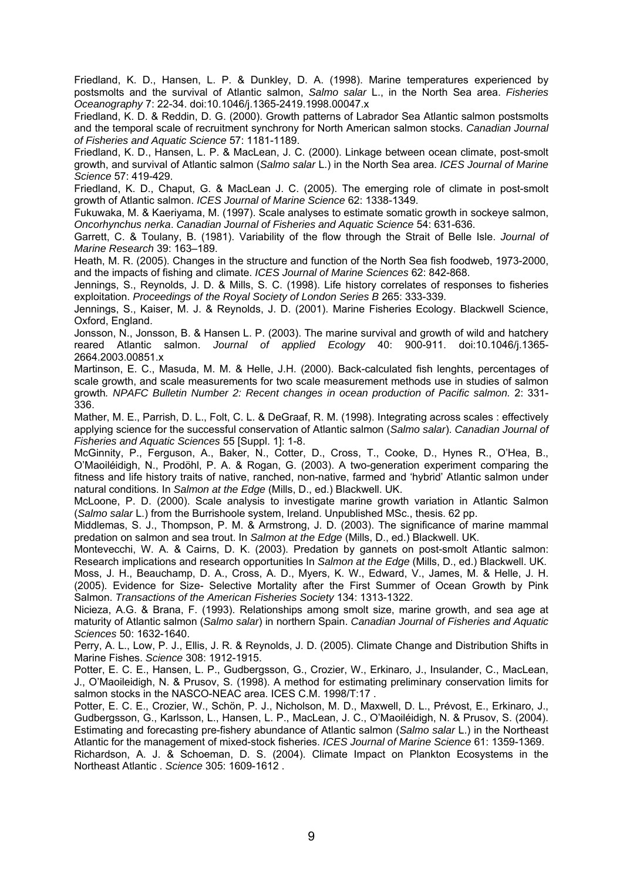Friedland, K. D., Hansen, L. P. & Dunkley, D. A. (1998). Marine temperatures experienced by postsmolts and the survival of Atlantic salmon, *Salmo salar* L., in the North Sea area. *Fisheries Oceanography* 7: 22-34. doi:10.1046/j.1365-2419.1998.00047.x

Friedland, K. D. & Reddin, D. G. (2000). Growth patterns of Labrador Sea Atlantic salmon postsmolts and the temporal scale of recruitment synchrony for North American salmon stocks. *Canadian Journal of Fisheries and Aquatic Science* 57: 1181-1189.

Friedland, K. D., Hansen, L. P. & MacLean, J. C. (2000). Linkage between ocean climate, post-smolt growth, and survival of Atlantic salmon (*Salmo salar* L.) in the North Sea area. *ICES Journal of Marine Science* 57: 419-429.

Friedland, K. D., Chaput, G. & MacLean J. C. (2005). The emerging role of climate in post-smolt growth of Atlantic salmon. *ICES Journal of Marine Science* 62: 1338-1349.

Fukuwaka, M. & Kaeriyama, M. (1997). Scale analyses to estimate somatic growth in sockeye salmon, *Oncorhynchus nerka*. *Canadian Journal of Fisheries and Aquatic Science* 54: 631-636.

Garrett, C. & Toulany, B. (1981). Variability of the flow through the Strait of Belle Isle. *Journal of Marine Research* 39: 163–189.

Heath, M. R. (2005). Changes in the structure and function of the North Sea fish foodweb, 1973-2000, and the impacts of fishing and climate. *ICES Journal of Marine Sciences* 62: 842-868.

Jennings, S., Reynolds, J. D. & Mills, S. C. (1998). Life history correlates of responses to fisheries exploitation. *Proceedings of the Royal Society of London Series B* 265: 333-339.

Jennings, S., Kaiser, M. J. & Reynolds, J. D. (2001). Marine Fisheries Ecology. Blackwell Science, Oxford, England.

Jonsson, N., Jonsson, B. & Hansen L. P. (2003). The marine survival and growth of wild and hatchery reared Atlantic salmon. *Journal of applied Ecology* 40: 900-911. doi:10.1046/j.1365-2664.2003.00851.x

Martinson, E. C., Masuda, M. M. & Helle, J.H. (2000). Back-calculated fish lenghts, percentages of scale growth, and scale measurements for two scale measurement methods use in studies of salmon growth*. NPAFC Bulletin Number 2: Recent changes in ocean production of Pacific salmon.* 2: 331-336.

Mather, M. E., Parrish, D. L., Folt, C. L. & DeGraaf, R. M. (1998). Integrating across scales : effectively applying science for the successful conservation of Atlantic salmon (*Salmo salar*). *Canadian Journal of Fisheries and Aquatic Sciences* 55 [Suppl. 1]: 1-8.

McGinnity, P., Ferguson, A., Baker, N., Cotter, D., Cross, T., Cooke, D., Hynes R., O'Hea, B., O'Maoiléidigh, N., Prodöhl, P. A. & Rogan, G. (2003). A two-generation experiment comparing the fitness and life history traits of native, ranched, non-native, farmed and 'hybrid' Atlantic salmon under natural conditions. In *Salmon at the Edge* (Mills, D., ed.) Blackwell. UK.

McLoone, P. D. (2000). Scale analysis to investigate marine growth variation in Atlantic Salmon (*Salmo salar* L.) from the Burrishoole system, Ireland. Unpublished MSc., thesis. 62 pp.

Middlemas, S. J., Thompson, P. M. & Armstrong, J. D. (2003). The significance of marine mammal predation on salmon and sea trout. In *Salmon at the Edge* (Mills, D., ed.) Blackwell. UK.

Montevecchi, W. A. & Cairns, D. K. (2003). Predation by gannets on post-smolt Atlantic salmon: Research implications and research opportunities In *Salmon at the Edge* (Mills, D., ed.) Blackwell. UK.

Moss, J. H., Beauchamp, D. A., Cross, A. D., Myers, K. W., Edward, V., James, M. & Helle, J. H. (2005). Evidence for Size- Selective Mortality after the First Summer of Ocean Growth by Pink Salmon. *Transactions of the American Fisheries Society* 134: 1313-1322.

Nicieza, A.G. & Brana, F. (1993). Relationships among smolt size, marine growth, and sea age at maturity of Atlantic salmon (*Salmo salar*) in northern Spain. *Canadian Journal of Fisheries and Aquatic Sciences* 50: 1632-1640.

Perry, A. L., Low, P. J., Ellis, J. R. & Reynolds, J. D. (2005). Climate Change and Distribution Shifts in Marine Fishes. *Science* 308: 1912-1915.

Potter, E. C. E., Hansen, L. P., Gudbergsson, G., Crozier, W., Erkinaro, J., Insulander, C., MacLean, J., O'Maoileidigh, N. & Prusov, S. (1998). A method for estimating preliminary conservation limits for salmon stocks in the NASCO-NEAC area. ICES C.M. 1998/T:17 .

Potter, E. C. E., Crozier, W., Schön, P. J., Nicholson, M. D., Maxwell, D. L., Prévost, E., Erkinaro, J., Gudbergsson, G., Karlsson, L., Hansen, L. P., MacLean, J. C., O'Maoiléidigh, N. & Prusov, S. (2004). Estimating and forecasting pre-fishery abundance of Atlantic salmon (*Salmo salar* L.) in the Northeast Atlantic for the management of mixed-stock fisheries. *ICES Journal of Marine Science* 61: 1359-1369.

Richardson, A. J. & Schoeman, D. S. (2004). Climate Impact on Plankton Ecosystems in the Northeast Atlantic . *Science* 305: 1609-1612 .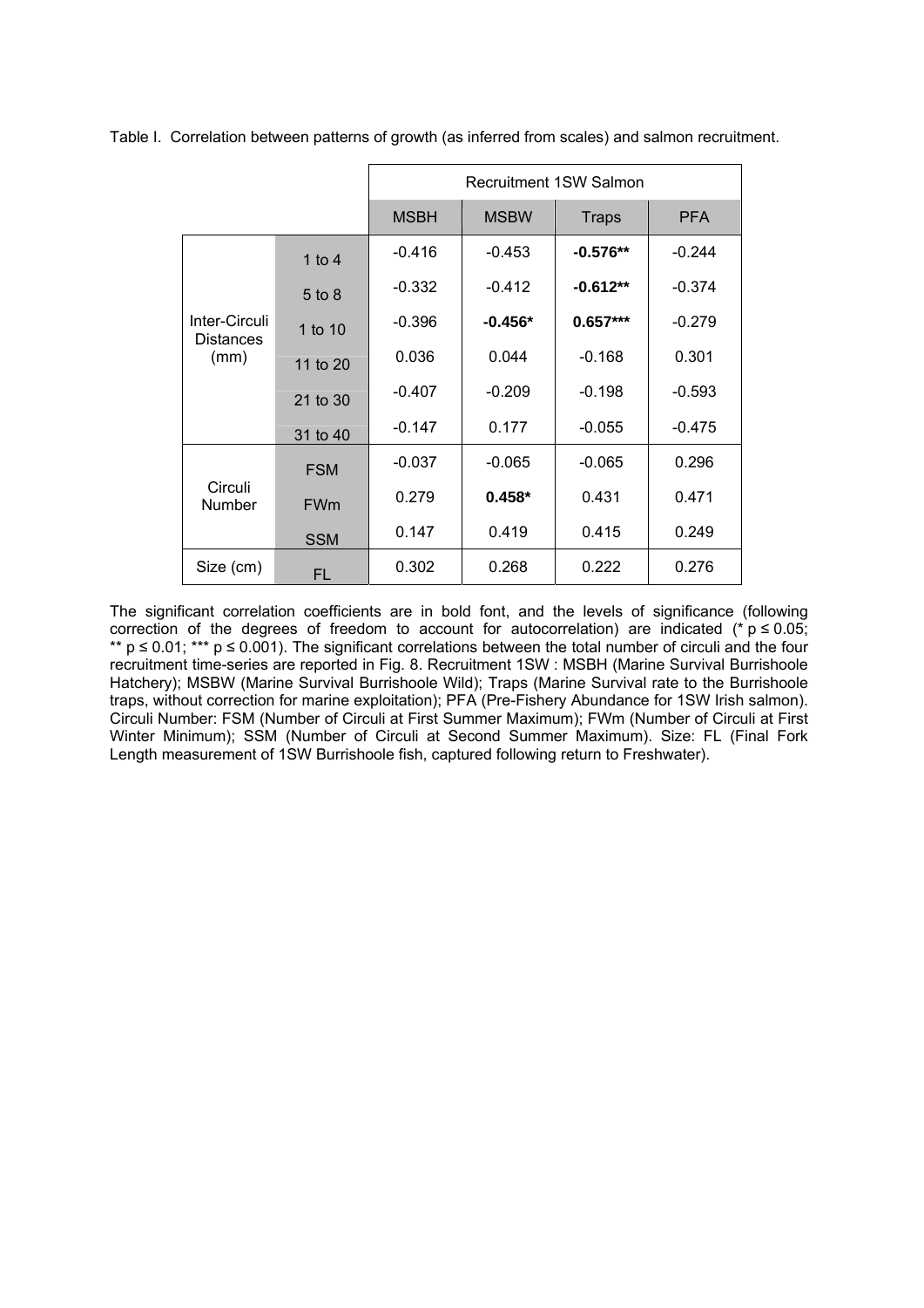Table I. Correlation between patterns of growth (as inferred from scales) and salmon recruitment.

| | | Recruitment 1SW Salmon | | | |
|---|---|---|---|---|---|
| | | MSBH | MSBW | Traps | PFA |
| Inter-Circuli Distances (mm) | 1 to 4 | -0.416 | -0.453 | **-0.576**** | -0.244 |
| | 5 to 8 | -0.332 | -0.412 | **-0.612**** | -0.374 |
| | 1 to 10 | -0.396 | **-0.456*** | **0.657***** | -0.279 |
| | 11 to 20 | 0.036 | 0.044 | -0.168 | 0.301 |
| | 21 to 30 | -0.407 | -0.209 | -0.198 | -0.593 |
| | 31 to 40 | -0.147 | 0.177 | -0.055 | -0.475 |
| Circuli Number | FSM | -0.037 | -0.065 | -0.065 | 0.296 |
| | FWm | 0.279 | **0.458*** | 0.431 | 0.471 |
| | SSM | 0.147 | 0.419 | 0.415 | 0.249 |
| Size (cm) | FL | 0.302 | 0.268 | 0.222 | 0.276 |

The significant correlation coefficients are in bold font, and the levels of significance (following correction of the degrees of freedom to account for autocorrelation) are indicated (* $p \leq 0.05$; ** $p \leq 0.01$; *** $p \leq 0.001$). The significant correlations between the total number of circuli and the four recruitment time-series are reported in Fig. 8. Recruitment 1SW : MSBH (Marine Survival Burrishoole Hatchery); MSBW (Marine Survival Burrishoole Wild); Traps (Marine Survival rate to the Burrishoole traps, without correction for marine exploitation); PFA (Pre-Fishery Abundance for 1SW Irish salmon). Circuli Number: FSM (Number of Circuli at First Summer Maximum); FWm (Number of Circuli at First Winter Minimum); SSM (Number of Circuli at Second Summer Maximum). Size: FL (Final Fork Length measurement of 1SW Burrishoole fish, captured following return to Freshwater).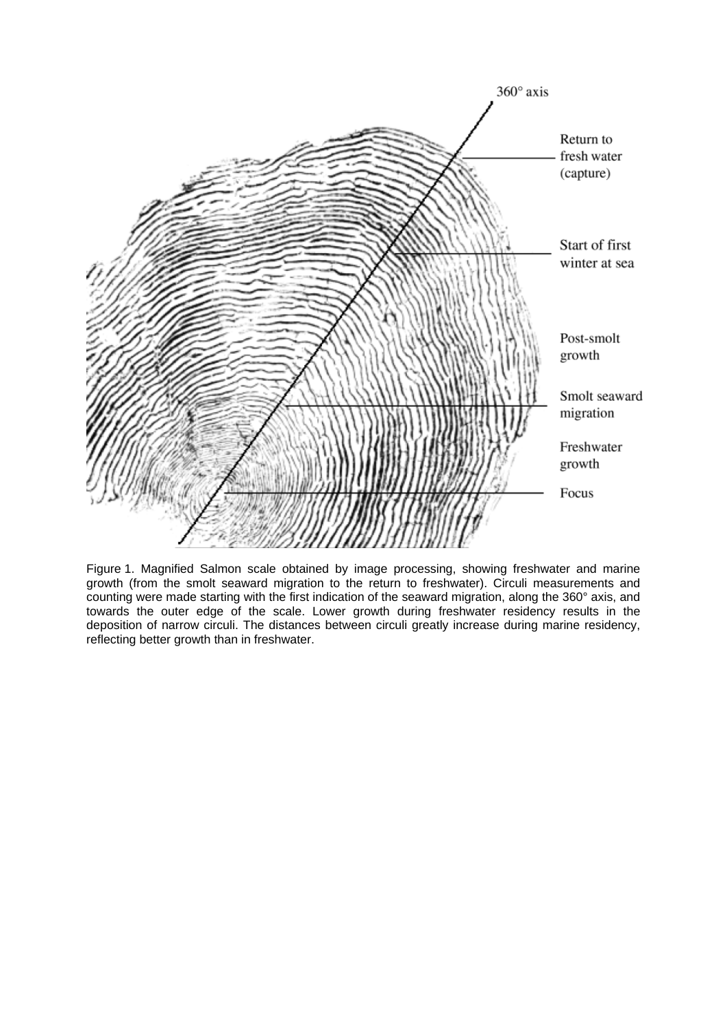Figure 1. Magnified Salmon scale obtained by image processing, showing freshwater and marine growth (from the smolt seaward migration to the return to freshwater). Circuli measurements and counting were made starting with the first indication of the seaward migration, along the 360° axis, and towards the outer edge of the scale. Lower growth during freshwater residency results in the deposition of narrow circuli. The distances between circuli greatly increase during marine residency, reflecting better growth than in freshwater.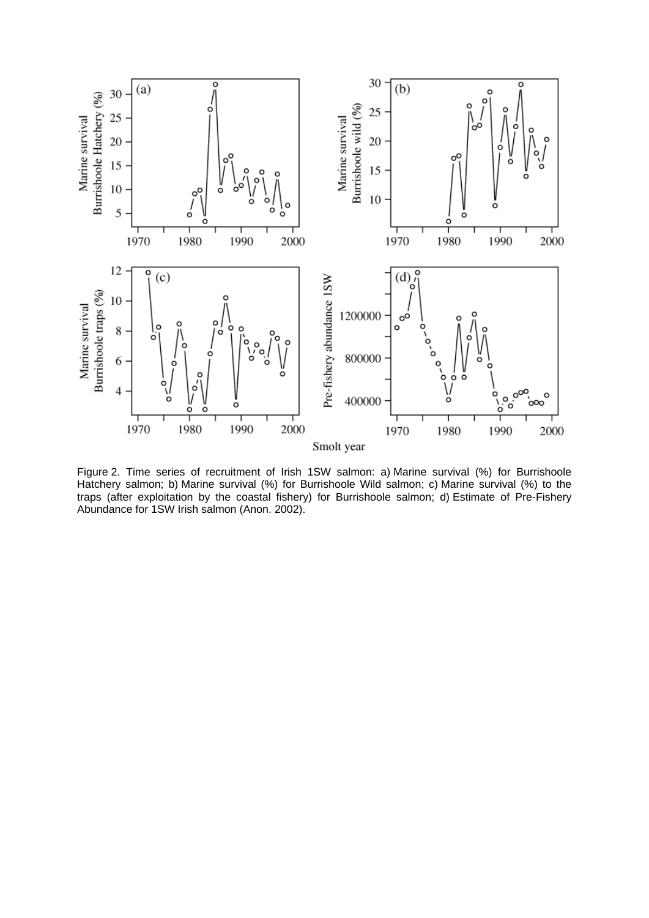Figure 2. Time series of recruitment of Irish 1SW salmon: a) Marine survival (%) for Burrishoole Hatchery salmon; b) Marine survival (%) for Burrishoole Wild salmon; c) Marine survival (%) to the traps (after exploitation by the coastal fishery) for Burrishoole salmon; d) Estimate of Pre-Fishery Abundance for 1SW Irish salmon (Anon. 2002).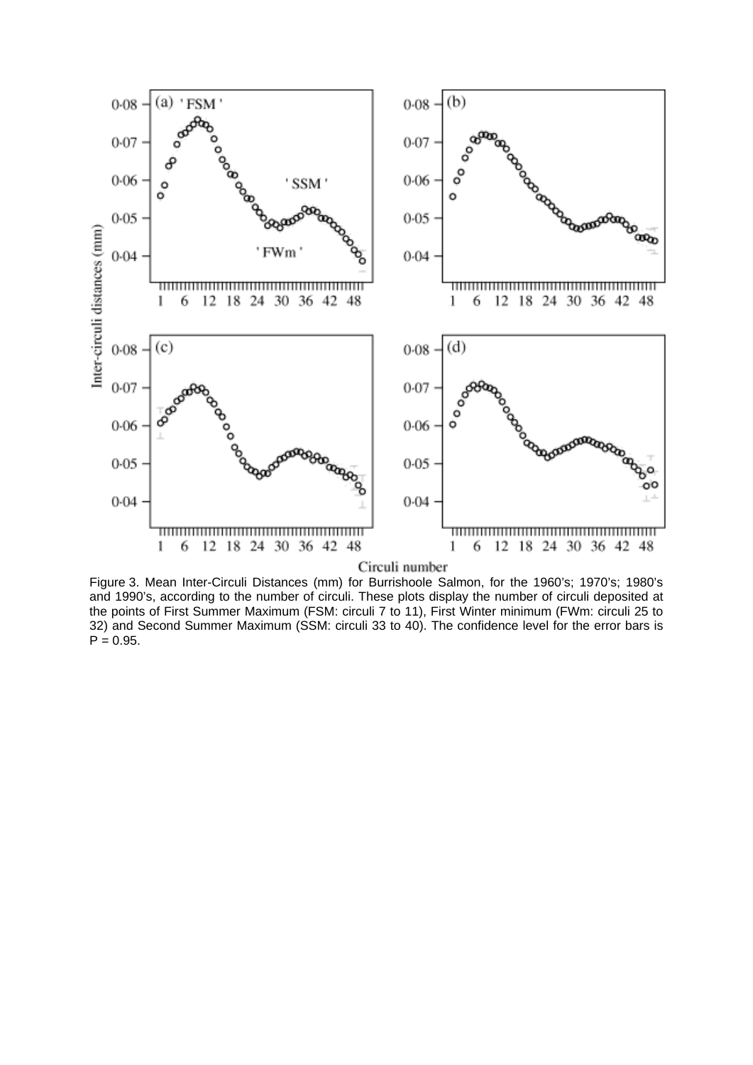Figure 3. Mean Inter-Circuli Distances (mm) for Burrishoole Salmon, for the 1960's; 1970's; 1980's and 1990's, according to the number of circuli. These plots display the number of circuli deposited at the points of First Summer Maximum (FSM: circuli 7 to 11), First Winter minimum (FWm: circuli 25 to 32) and Second Summer Maximum (SSM: circuli 33 to 40). The confidence level for the error bars is P = 0.95.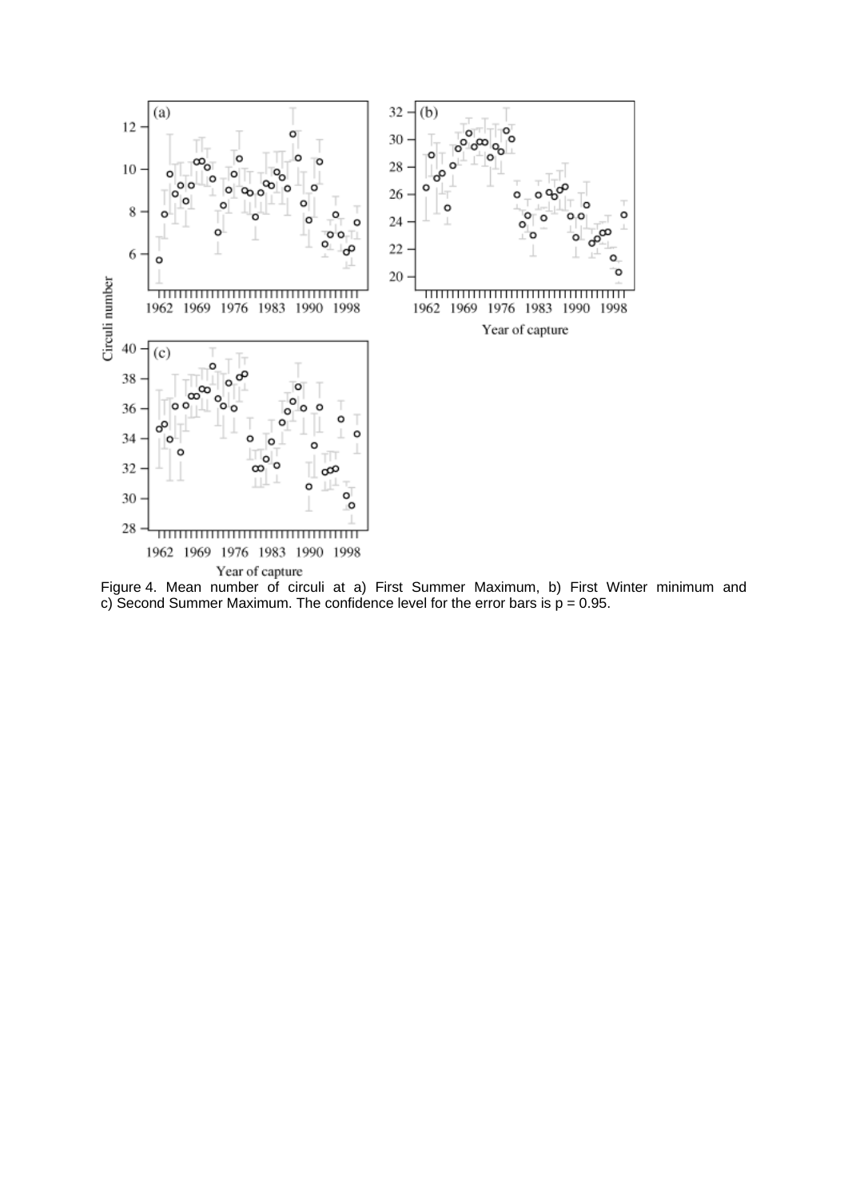Figure 4. Mean number of circuli at a) First Summer Maximum, b) First Winter minimum and c) Second Summer Maximum. The confidence level for the error bars is p = 0.95.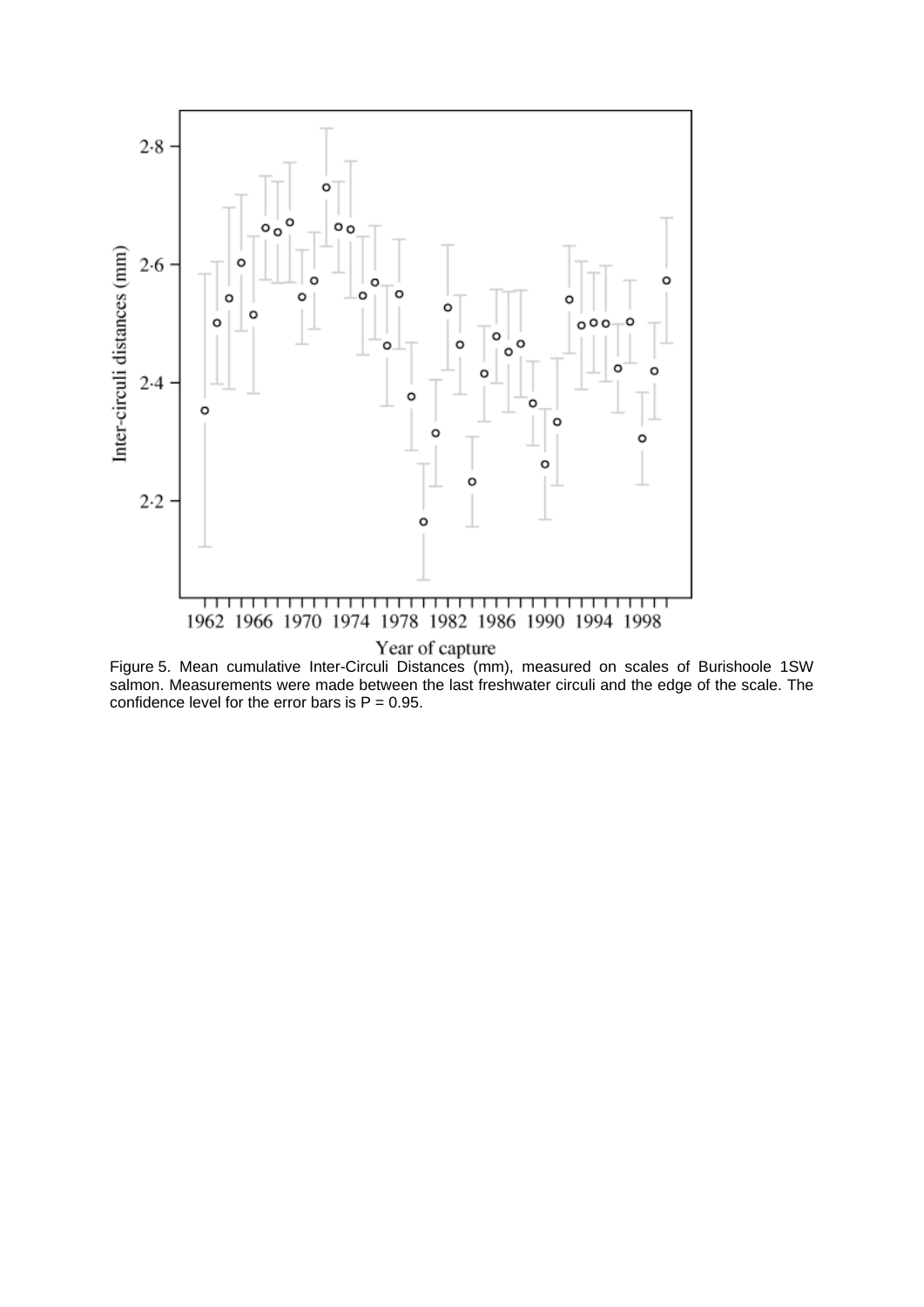Figure 5. Mean cumulative Inter-Circuli Distances (mm), measured on scales of Burishoole 1SW salmon. Measurements were made between the last freshwater circuli and the edge of the scale. The confidence level for the error bars is P = 0.95.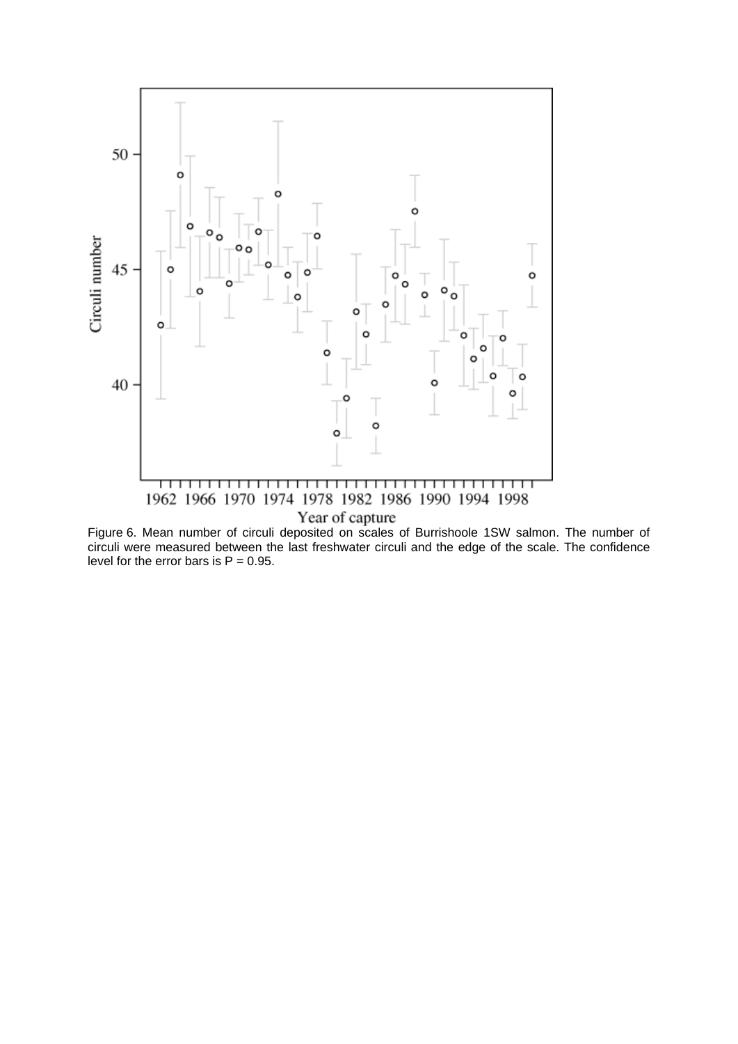Figure 6. Mean number of circuli deposited on scales of Burrishoole 1SW salmon. The number of circuli were measured between the last freshwater circuli and the edge of the scale. The confidence level for the error bars is P = 0.95.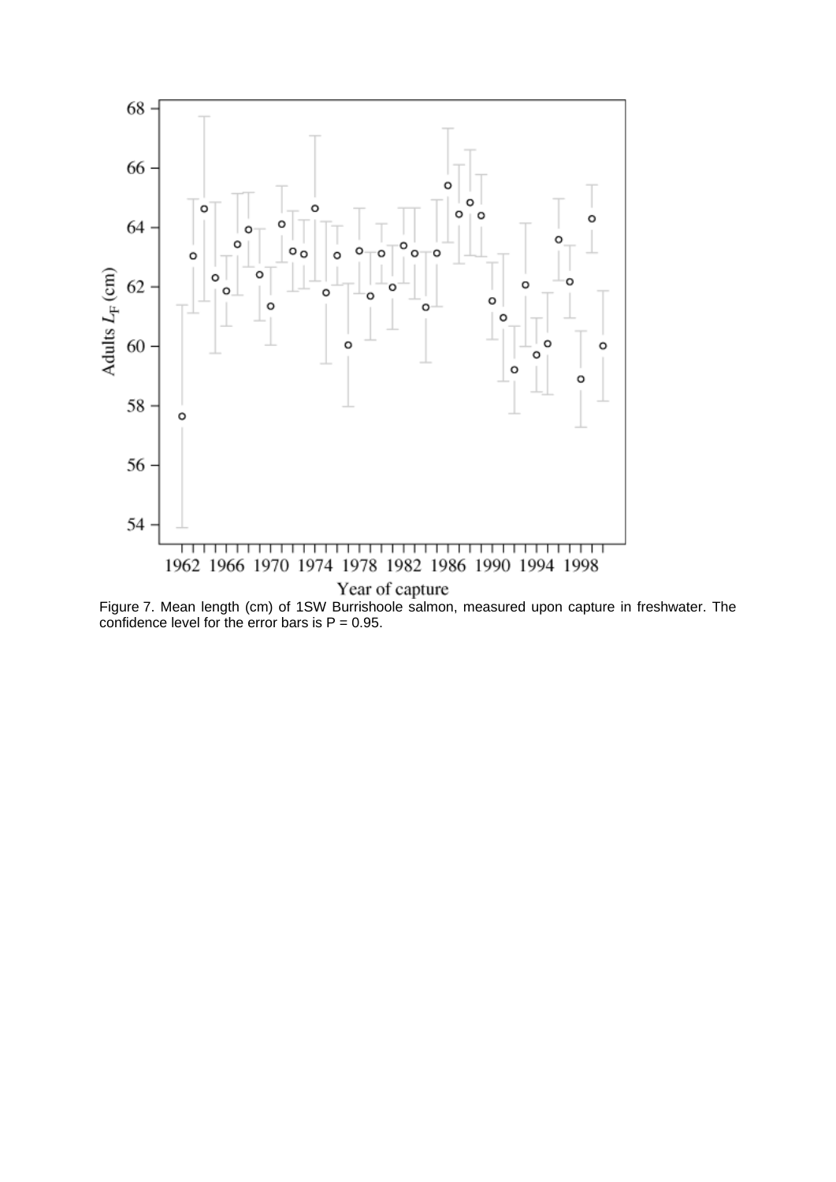Figure 7. Mean length (cm) of 1SW Burrishoole salmon, measured upon capture in freshwater. The confidence level for the error bars is P = 0.95.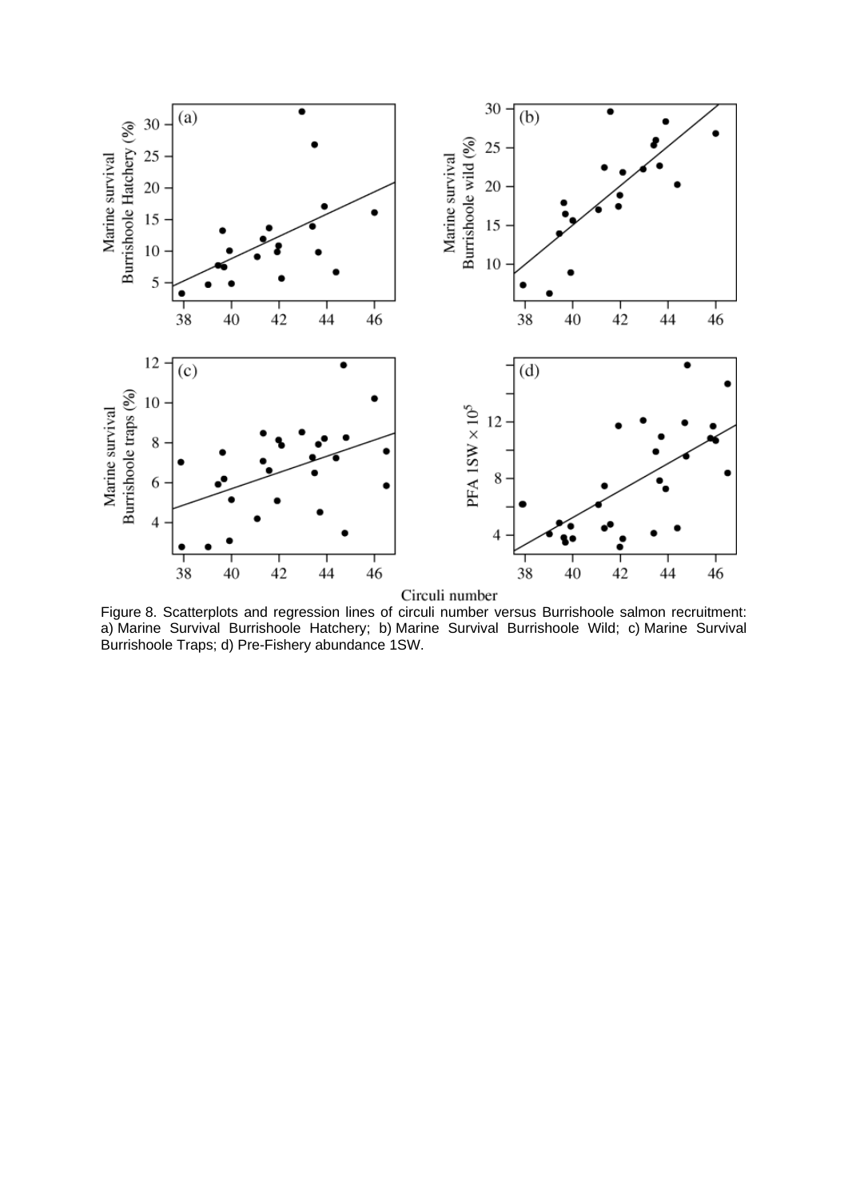Figure 8. Scatterplots and regression lines of circuli number versus Burrishoole salmon recruitment: a) Marine Survival Burrishoole Hatchery; b) Marine Survival Burrishoole Wild; c) Marine Survival Burrishoole Traps; d) Pre-Fishery abundance 1SW.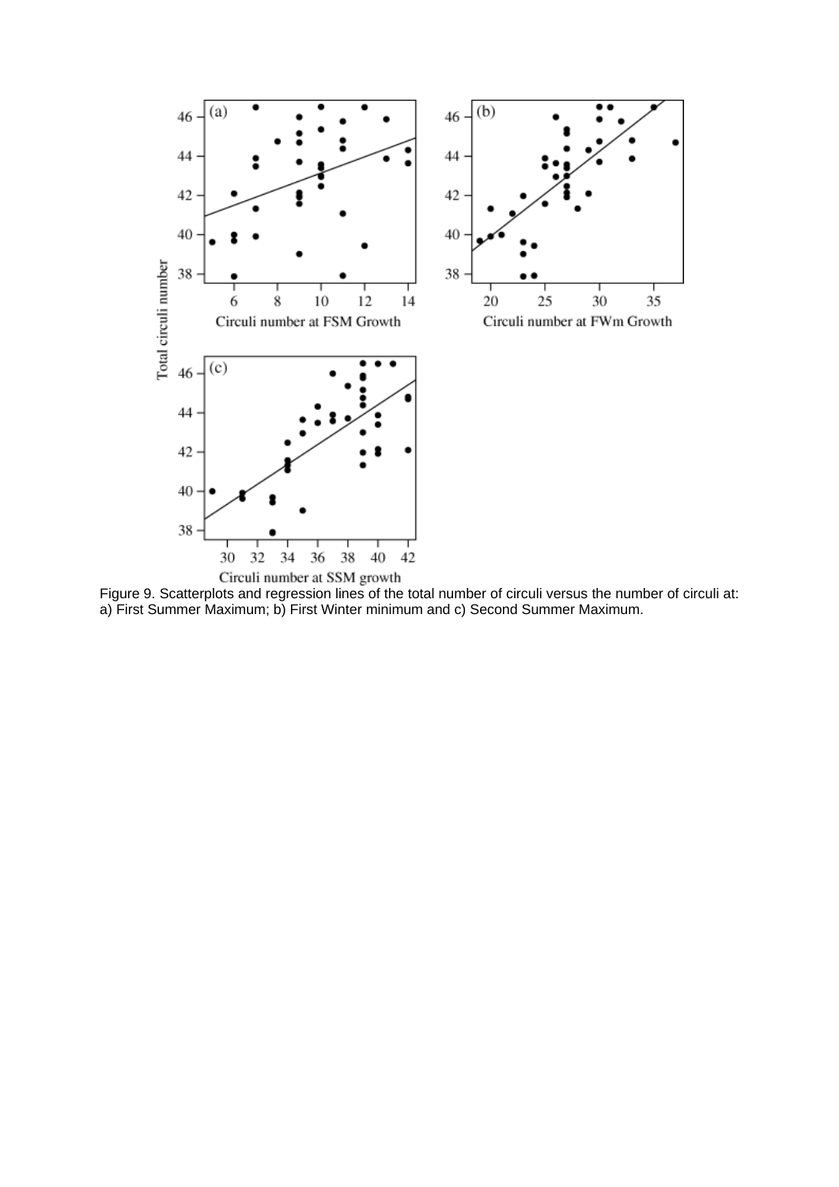(a)

Total circuli number

46
44
42
40
38

6 8 10 12 14

Circuli number at FSM Growth

(b)

46
44
42
40
38

20 25 30 35

Circuli number at FWm Growth

(c)

46
44
42
40
38

30 32 34 36 38 40 42

Circuli number at SSM growth

Figure 9. Scatterplots and regression lines of the total number of circuli versus the number of circuli at: a) First Summer Maximum; b) First Winter minimum and c) Second Summer Maximum.